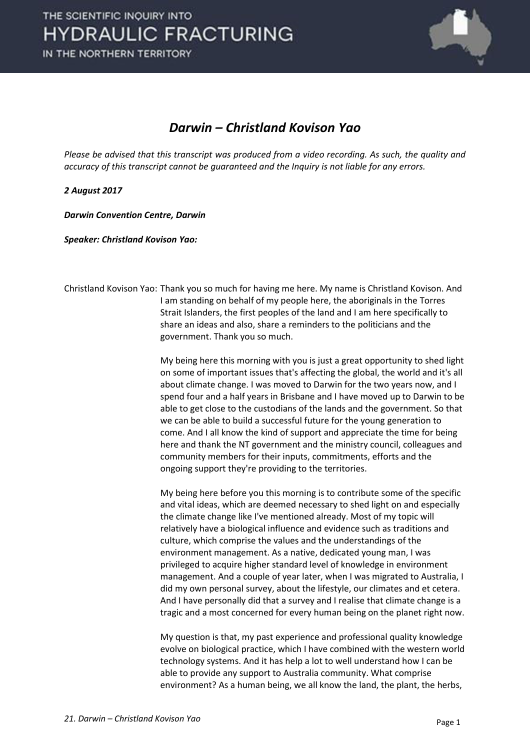# Darwin – Christland Kovison Yao

*Please be advised that this transcript was produced from a video recording. As such, the quality and accuracy of this transcript cannot be guaranteed and the Inquiry is not liable for any errors.*

***2 August 2017***

***Darwin Convention Centre, Darwin***

***Speaker: Christland Kovison Yao:***

Christland Kovison Yao: Thank you so much for having me here. My name is Christland Kovison. And I am standing on behalf of my people here, the aboriginals in the Torres Strait Islanders, the first peoples of the land and I am here specifically to share an ideas and also, share a reminders to the politicians and the government. Thank you so much.

My being here this morning with you is just a great opportunity to shed light on some of important issues that's affecting the global, the world and it's all about climate change. I was moved to Darwin for the two years now, and I spend four and a half years in Brisbane and I have moved up to Darwin to be able to get close to the custodians of the lands and the government. So that we can be able to build a successful future for the young generation to come. And I all know the kind of support and appreciate the time for being here and thank the NT government and the ministry council, colleagues and community members for their inputs, commitments, efforts and the ongoing support they're providing to the territories.

My being here before you this morning is to contribute some of the specific and vital ideas, which are deemed necessary to shed light on and especially the climate change like I've mentioned already. Most of my topic will relatively have a biological influence and evidence such as traditions and culture, which comprise the values and the understandings of the environment management. As a native, dedicated young man, I was privileged to acquire higher standard level of knowledge in environment management. And a couple of year later, when I was migrated to Australia, I did my own personal survey, about the lifestyle, our climates and et cetera. And I have personally did that a survey and I realise that climate change is a tragic and a most concerned for every human being on the planet right now.

My question is that, my past experience and professional quality knowledge evolve on biological practice, which I have combined with the western world technology systems. And it has help a lot to well understand how I can be able to provide any support to Australia community. What comprise environment? As a human being, we all know the land, the plant, the herbs,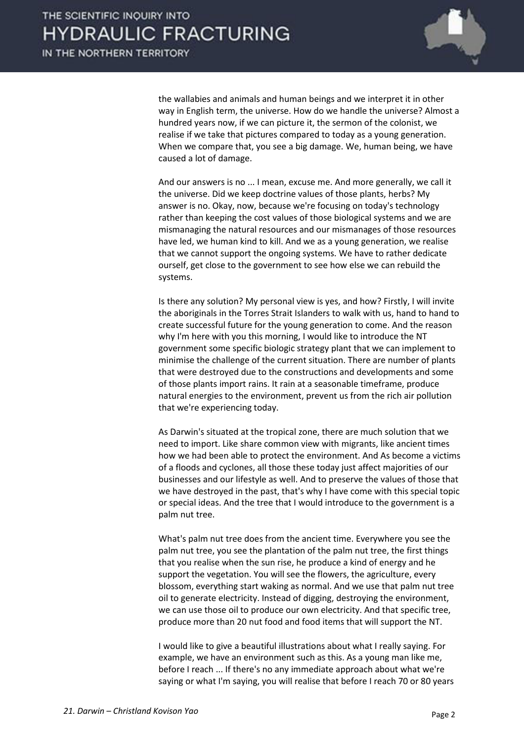the wallabies and animals and human beings and we interpret it in other way in English term, the universe. How do we handle the universe? Almost a hundred years now, if we can picture it, the sermon of the colonist, we realise if we take that pictures compared to today as a young generation. When we compare that, you see a big damage. We, human being, we have caused a lot of damage.

And our answers is no ... I mean, excuse me. And more generally, we call it the universe. Did we keep doctrine values of those plants, herbs? My answer is no. Okay, now, because we're focusing on today's technology rather than keeping the cost values of those biological systems and we are mismanaging the natural resources and our mismanages of those resources have led, we human kind to kill. And we as a young generation, we realise that we cannot support the ongoing systems. We have to rather dedicate ourself, get close to the government to see how else we can rebuild the systems.

Is there any solution? My personal view is yes, and how? Firstly, I will invite the aboriginals in the Torres Strait Islanders to walk with us, hand to hand to create successful future for the young generation to come. And the reason why I'm here with you this morning, I would like to introduce the NT government some specific biologic strategy plant that we can implement to minimise the challenge of the current situation. There are number of plants that were destroyed due to the constructions and developments and some of those plants import rains. It rain at a seasonable timeframe, produce natural energies to the environment, prevent us from the rich air pollution that we're experiencing today.

As Darwin's situated at the tropical zone, there are much solution that we need to import. Like share common view with migrants, like ancient times how we had been able to protect the environment. And As become a victims of a floods and cyclones, all those these today just affect majorities of our businesses and our lifestyle as well. And to preserve the values of those that we have destroyed in the past, that's why I have come with this special topic or special ideas. And the tree that I would introduce to the government is a palm nut tree.

What's palm nut tree does from the ancient time. Everywhere you see the palm nut tree, you see the plantation of the palm nut tree, the first things that you realise when the sun rise, he produce a kind of energy and he support the vegetation. You will see the flowers, the agriculture, every blossom, everything start waking as normal. And we use that palm nut tree oil to generate electricity. Instead of digging, destroying the environment, we can use those oil to produce our own electricity. And that specific tree, produce more than 20 nut food and food items that will support the NT.

I would like to give a beautiful illustrations about what I really saying. For example, we have an environment such as this. As a young man like me, before I reach ... If there's no any immediate approach about what we're saying or what I'm saying, you will realise that before I reach 70 or 80 years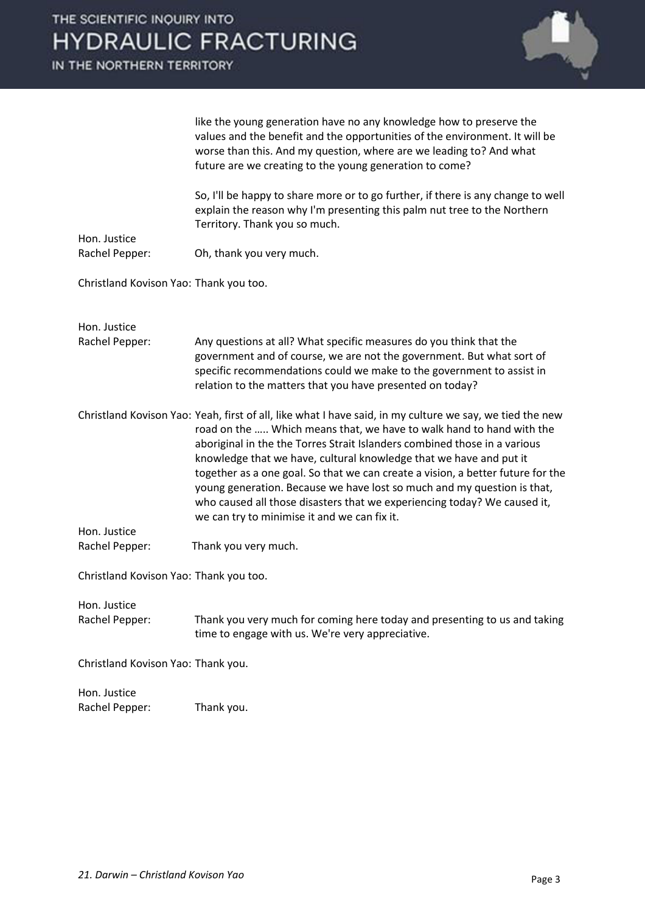like the young generation have no any knowledge how to preserve the values and the benefit and the opportunities of the environment. It will be worse than this. And my question, where are we leading to? And what future are we creating to the young generation to come?

So, I'll be happy to share more or to go further, if there is any change to well explain the reason why I'm presenting this palm nut tree to the Northern Territory. Thank you so much.

**Hon. Justice Rachel Pepper:** Oh, thank you very much.

**Christland Kovison Yao:** Thank you too.

**Hon. Justice Rachel Pepper:** Any questions at all? What specific measures do you think that the government and of course, we are not the government. But what sort of specific recommendations could we make to the government to assist in relation to the matters that you have presented on today?

**Christland Kovison Yao:** Yeah, first of all, like what I have said, in my culture we say, we tied the new road on the ….. Which means that, we have to walk hand to hand with the aboriginal in the the Torres Strait Islanders combined those in a various knowledge that we have, cultural knowledge that we have and put it together as a one goal. So that we can create a vision, a better future for the young generation. Because we have lost so much and my question is that, who caused all those disasters that we experiencing today? We caused it, we can try to minimise it and we can fix it.

**Hon. Justice Rachel Pepper:** Thank you very much.

**Christland Kovison Yao:** Thank you too.

**Hon. Justice Rachel Pepper:** Thank you very much for coming here today and presenting to us and taking time to engage with us. We're very appreciative.

**Christland Kovison Yao:** Thank you.

**Hon. Justice Rachel Pepper:** Thank you.